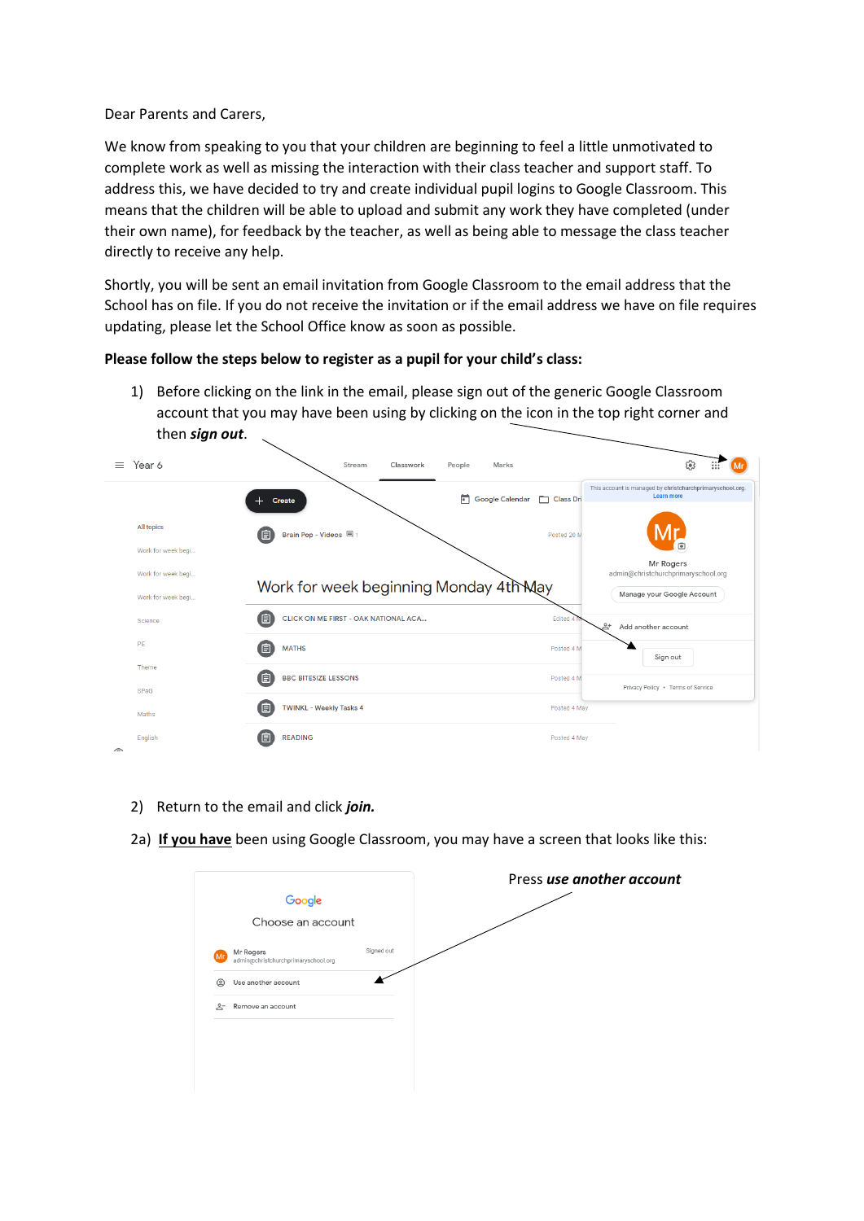Dear Parents and Carers,

We know from speaking to you that your children are beginning to feel a little unmotivated to complete work as well as missing the interaction with their class teacher and support staff. To address this, we have decided to try and create individual pupil logins to Google Classroom. This means that the children will be able to upload and submit any work they have completed (under their own name), for feedback by the teacher, as well as being able to message the class teacher directly to receive any help.

Shortly, you will be sent an email invitation from Google Classroom to the email address that the School has on file. If you do not receive the invitation or if the email address we have on file requires updating, please let the School Office know as soon as possible.

**Please follow the steps below to register as a pupil for your child's class:**

1) Before clicking on the link in the email, please sign out of the generic Google Classroom account that you may have been using by clicking on the icon in the top right corner and then ***sign out***.

2) Return to the email and click ***join.***

2a) __If you have__ been using Google Classroom, you may have a screen that looks like this:

Press ***use another account***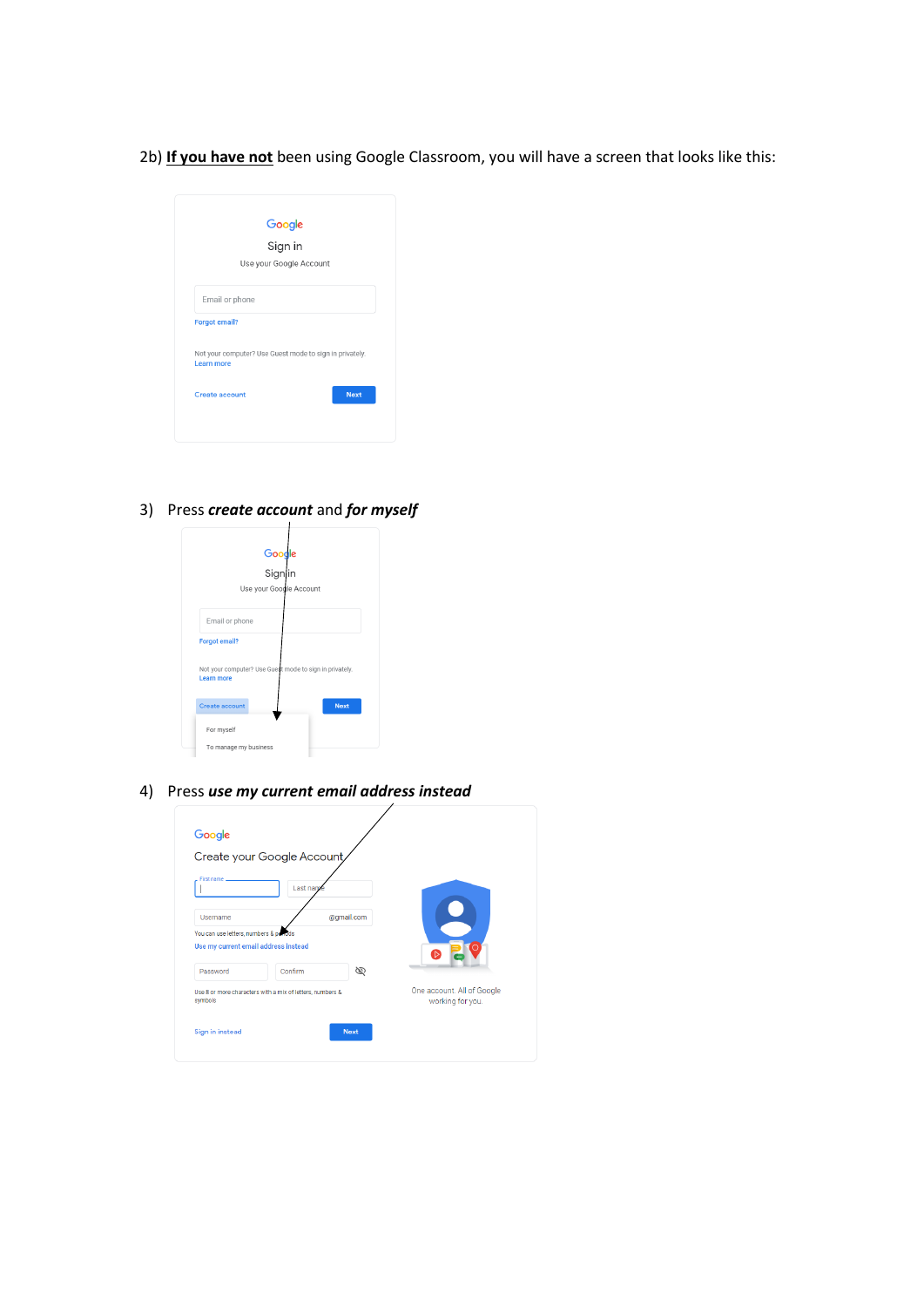2b) **<u>If you have not</u>** been using Google Classroom, you will have a screen that looks like this:

Google

Sign in

Use your Google Account

Email or phone

Forgot email?

Not your computer? Use Guest mode to sign in privately.
Learn more

Create account Next

3) Press ***create account*** and ***for myself***

Google

Sign in

Use your Google Account

Email or phone

Forgot email?

Not your computer? Use Guest mode to sign in privately.
Learn more

Create account Next

For myself

To manage my business

4) Press ***use my current email address instead***

Google

Create your Google Account

First name

Last name

Username @gmail.com

You can use letters, numbers & periods

Use my current email address instead

Password Confirm

Use 8 or more characters with a mix of letters, numbers & symbols

Sign in instead Next

One account. All of Google working for you.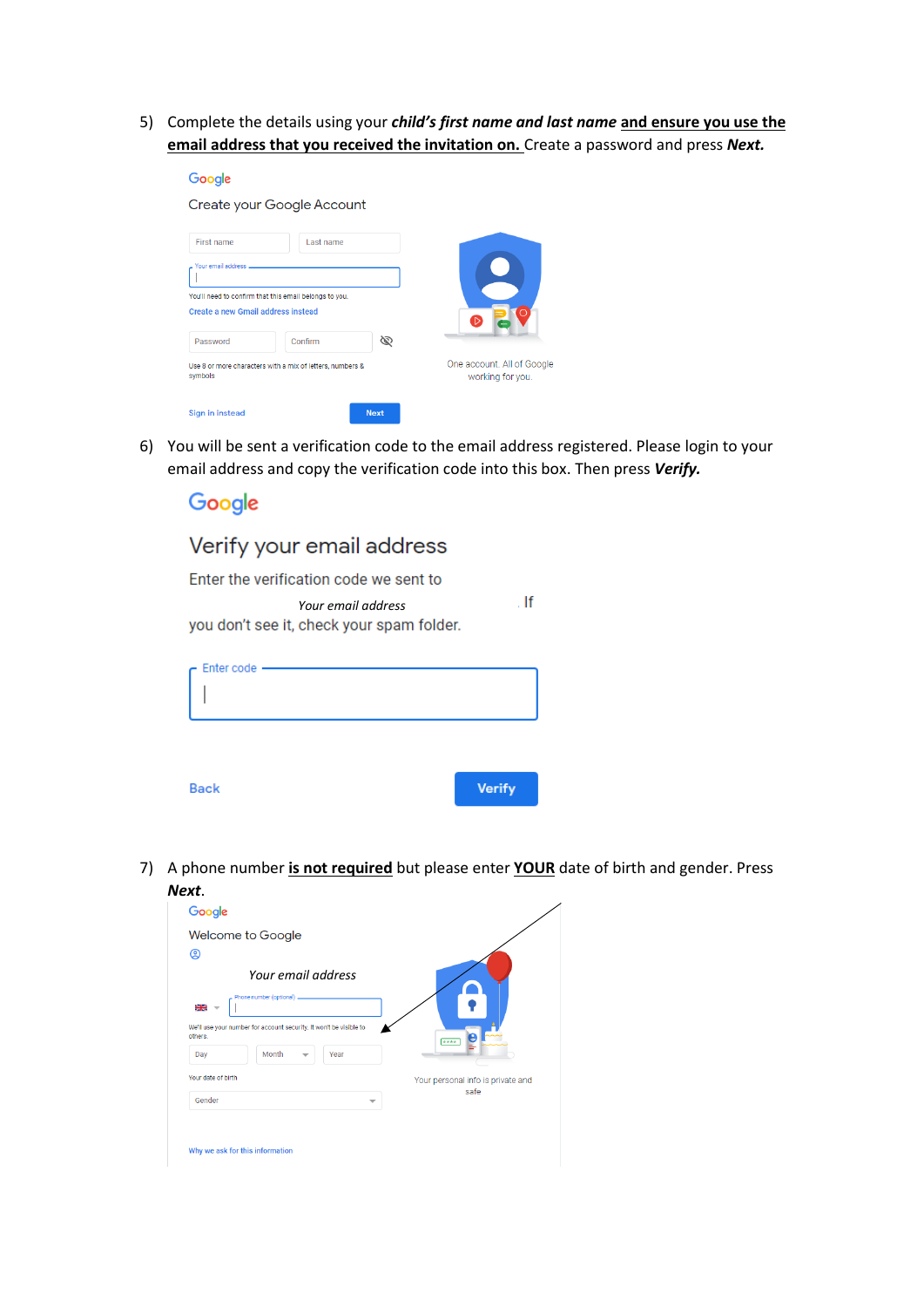5) Complete the details using your ***child's first name and last name*** **and ensure you use the email address that you received the invitation on.** Create a password and press ***Next.***

Google

Create your Google Account

First name | Last name

Your email address

You'll need to confirm that this email belongs to you.

Create a new Gmail address instead

Password | Confirm

Use 8 or more characters with a mix of letters, numbers & symbols

Sign in instead | Next

One account. All of Google working for you.

6) You will be sent a verification code to the email address registered. Please login to your email address and copy the verification code into this box. Then press ***Verify.***

Google

Verify your email address

Enter the verification code we sent to *Your email address*. If you don't see it, check your spam folder.

Enter code

Back | Verify

7) A phone number **is not required** but please enter **YOUR** date of birth and gender. Press ***Next***.

Google

Welcome to Google

*Your email address*

Phone number (optional)

We'll use your number for account security. It won't be visible to others.

Day | Month | Year

Your date of birth

Gender

Why we ask for this information

Your personal info is private and safe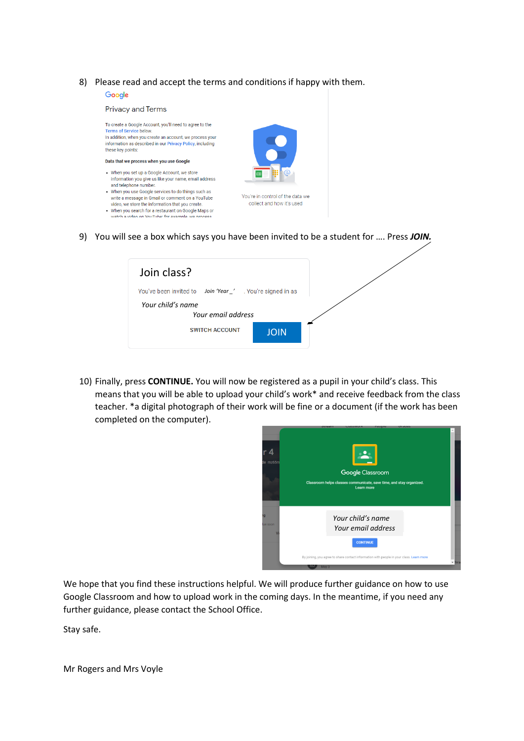8) Please read and accept the terms and conditions if happy with them.

9) You will see a box which says you have been invited to be a student for …. Press ***JOIN.***

10) Finally, press **CONTINUE.** You will now be registered as a pupil in your child's class. This means that you will be able to upload your child's work* and receive feedback from the class teacher. *a digital photograph of their work will be fine or a document (if the work has been completed on the computer).

We hope that you find these instructions helpful. We will produce further guidance on how to use Google Classroom and how to upload work in the coming days. In the meantime, if you need any further guidance, please contact the School Office.

Stay safe.

Mr Rogers and Mrs Voyle